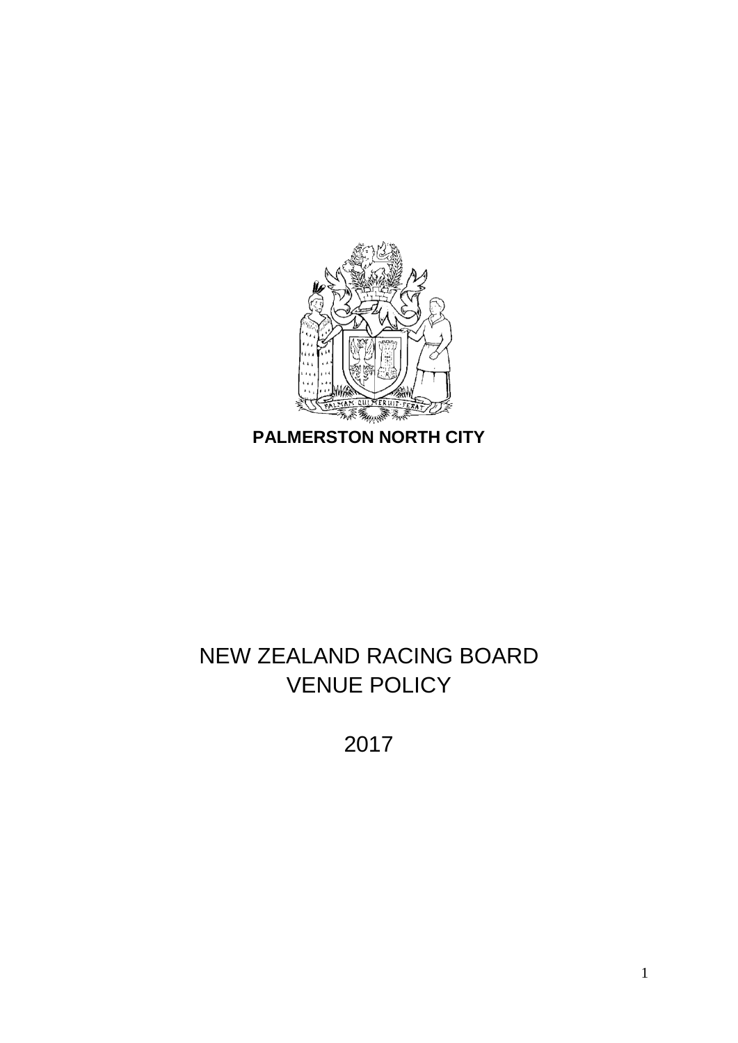**PALMERSTON NORTH CITY**

# NEW ZEALAND RACING BOARD VENUE POLICY

2017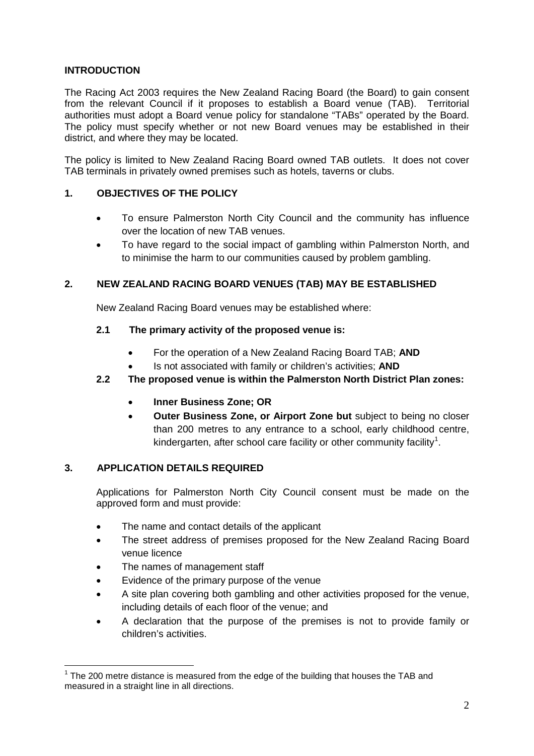## INTRODUCTION

The Racing Act 2003 requires the New Zealand Racing Board (the Board) to gain consent from the relevant Council if it proposes to establish a Board venue (TAB). Territorial authorities must adopt a Board venue policy for standalone "TABs" operated by the Board. The policy must specify whether or not new Board venues may be established in their district, and where they may be located.

The policy is limited to New Zealand Racing Board owned TAB outlets. It does not cover TAB terminals in privately owned premises such as hotels, taverns or clubs.

## 1. OBJECTIVES OF THE POLICY

- To ensure Palmerston North City Council and the community has influence over the location of new TAB venues.
- To have regard to the social impact of gambling within Palmerston North, and to minimise the harm to our communities caused by problem gambling.

## 2. NEW ZEALAND RACING BOARD VENUES (TAB) MAY BE ESTABLISHED

New Zealand Racing Board venues may be established where:

### 2.1 The primary activity of the proposed venue is:

- For the operation of a New Zealand Racing Board TAB; **AND**
- Is not associated with family or children's activities; **AND**

### 2.2 The proposed venue is within the Palmerston North District Plan zones:

- **Inner Business Zone; OR**
- **Outer Business Zone, or Airport Zone but** subject to being no closer than 200 metres to any entrance to a school, early childhood centre, kindergarten, after school care facility or other community facility[1].

## 3. APPLICATION DETAILS REQUIRED

Applications for Palmerston North City Council consent must be made on the approved form and must provide:

- The name and contact details of the applicant
- The street address of premises proposed for the New Zealand Racing Board venue licence
- The names of management staff
- Evidence of the primary purpose of the venue
- A site plan covering both gambling and other activities proposed for the venue, including details of each floor of the venue; and
- A declaration that the purpose of the premises is not to provide family or children's activities.

[1] The 200 metre distance is measured from the edge of the building that houses the TAB and measured in a straight line in all directions.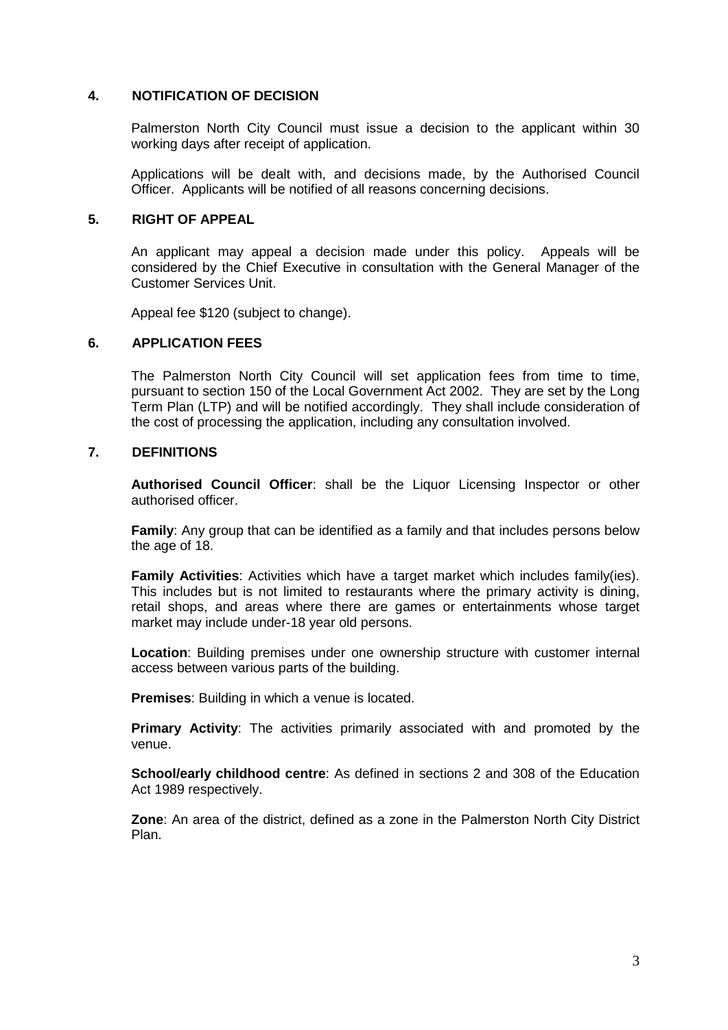## 4. NOTIFICATION OF DECISION

Palmerston North City Council must issue a decision to the applicant within 30 working days after receipt of application.

Applications will be dealt with, and decisions made, by the Authorised Council Officer. Applicants will be notified of all reasons concerning decisions.

## 5. RIGHT OF APPEAL

An applicant may appeal a decision made under this policy. Appeals will be considered by the Chief Executive in consultation with the General Manager of the Customer Services Unit.

Appeal fee $120 (subject to change).

## 6. APPLICATION FEES

The Palmerston North City Council will set application fees from time to time, pursuant to section 150 of the Local Government Act 2002. They are set by the Long Term Plan (LTP) and will be notified accordingly. They shall include consideration of the cost of processing the application, including any consultation involved.

## 7. DEFINITIONS

**Authorised Council Officer**: shall be the Liquor Licensing Inspector or other authorised officer.

**Family**: Any group that can be identified as a family and that includes persons below the age of 18.

**Family Activities**: Activities which have a target market which includes family(ies). This includes but is not limited to restaurants where the primary activity is dining, retail shops, and areas where there are games or entertainments whose target market may include under-18 year old persons.

**Location**: Building premises under one ownership structure with customer internal access between various parts of the building.

**Premises**: Building in which a venue is located.

**Primary Activity**: The activities primarily associated with and promoted by the venue.

**School/early childhood centre**: As defined in sections 2 and 308 of the Education Act 1989 respectively.

**Zone**: An area of the district, defined as a zone in the Palmerston North City District Plan.